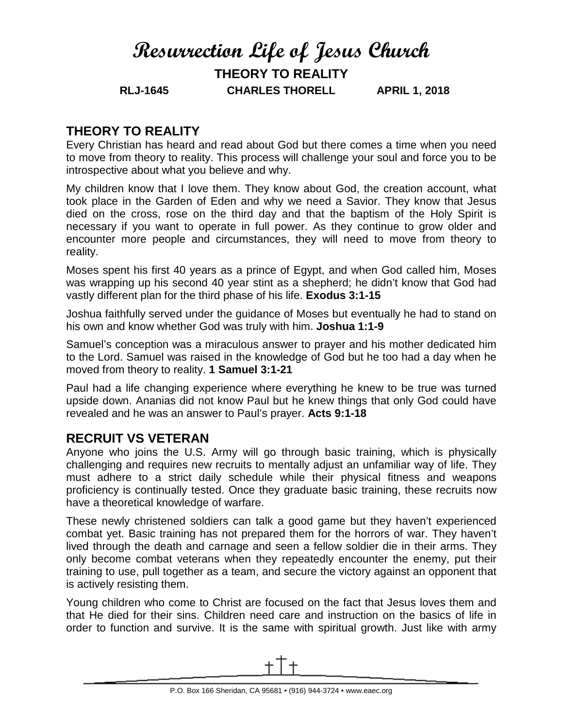# Resurrection Life of Jesus Church

**THEORY TO REALITY**

**RLJ-1645 CHARLES THORELL APRIL 1, 2018**

## THEORY TO REALITY

Every Christian has heard and read about God but there comes a time when you need to move from theory to reality. This process will challenge your soul and force you to be introspective about what you believe and why.

My children know that I love them. They know about God, the creation account, what took place in the Garden of Eden and why we need a Savior. They know that Jesus died on the cross, rose on the third day and that the baptism of the Holy Spirit is necessary if you want to operate in full power. As they continue to grow older and encounter more people and circumstances, they will need to move from theory to reality.

Moses spent his first 40 years as a prince of Egypt, and when God called him, Moses was wrapping up his second 40 year stint as a shepherd; he didn't know that God had vastly different plan for the third phase of his life. **Exodus 3:1-15**

Joshua faithfully served under the guidance of Moses but eventually he had to stand on his own and know whether God was truly with him. **Joshua 1:1-9**

Samuel's conception was a miraculous answer to prayer and his mother dedicated him to the Lord. Samuel was raised in the knowledge of God but he too had a day when he moved from theory to reality. **1 Samuel 3:1-21**

Paul had a life changing experience where everything he knew to be true was turned upside down. Ananias did not know Paul but he knew things that only God could have revealed and he was an answer to Paul's prayer. **Acts 9:1-18**

## RECRUIT VS VETERAN

Anyone who joins the U.S. Army will go through basic training, which is physically challenging and requires new recruits to mentally adjust an unfamiliar way of life. They must adhere to a strict daily schedule while their physical fitness and weapons proficiency is continually tested. Once they graduate basic training, these recruits now have a theoretical knowledge of warfare.

These newly christened soldiers can talk a good game but they haven't experienced combat yet. Basic training has not prepared them for the horrors of war. They haven't lived through the death and carnage and seen a fellow soldier die in their arms. They only become combat veterans when they repeatedly encounter the enemy, put their training to use, pull together as a team, and secure the victory against an opponent that is actively resisting them.

Young children who come to Christ are focused on the fact that Jesus loves them and that He died for their sins. Children need care and instruction on the basics of life in order to function and survive. It is the same with spiritual growth. Just like with army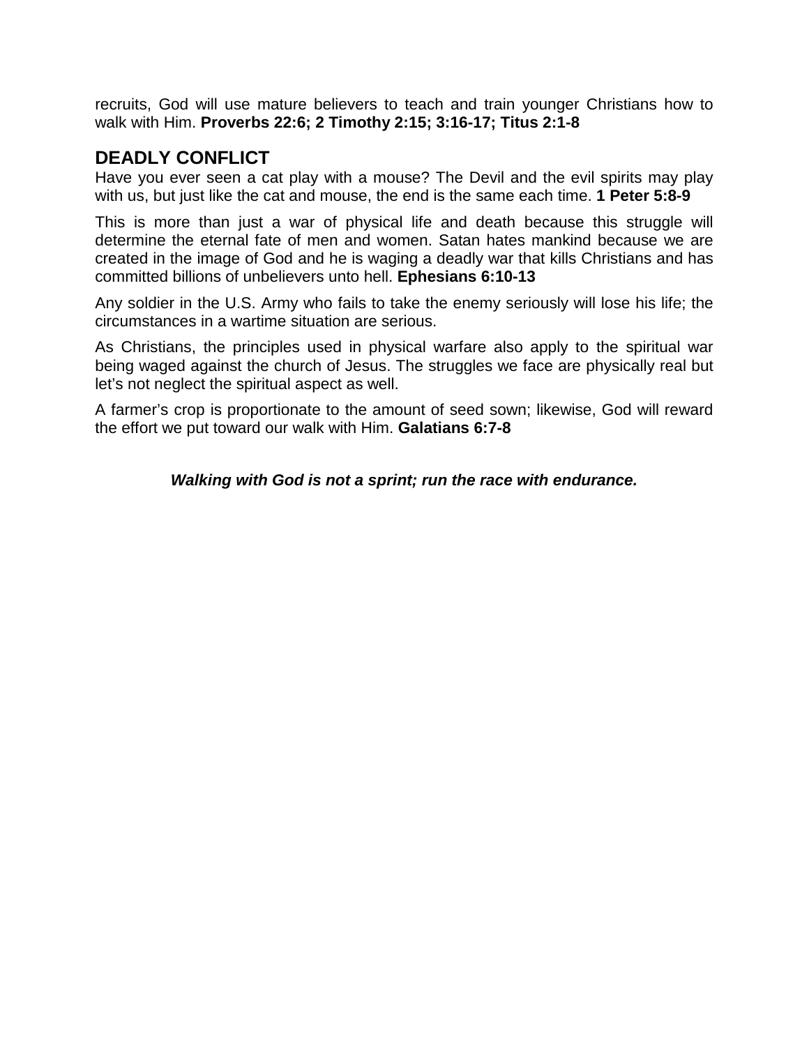recruits, God will use mature believers to teach and train younger Christians how to walk with Him. **Proverbs 22:6; 2 Timothy 2:15; 3:16-17; Titus 2:1-8**

## DEADLY CONFLICT

Have you ever seen a cat play with a mouse? The Devil and the evil spirits may play with us, but just like the cat and mouse, the end is the same each time. **1 Peter 5:8-9**

This is more than just a war of physical life and death because this struggle will determine the eternal fate of men and women. Satan hates mankind because we are created in the image of God and he is waging a deadly war that kills Christians and has committed billions of unbelievers unto hell. **Ephesians 6:10-13**

Any soldier in the U.S. Army who fails to take the enemy seriously will lose his life; the circumstances in a wartime situation are serious.

As Christians, the principles used in physical warfare also apply to the spiritual war being waged against the church of Jesus. The struggles we face are physically real but let's not neglect the spiritual aspect as well.

A farmer's crop is proportionate to the amount of seed sown; likewise, God will reward the effort we put toward our walk with Him. **Galatians 6:7-8**

***Walking with God is not a sprint; run the race with endurance.***